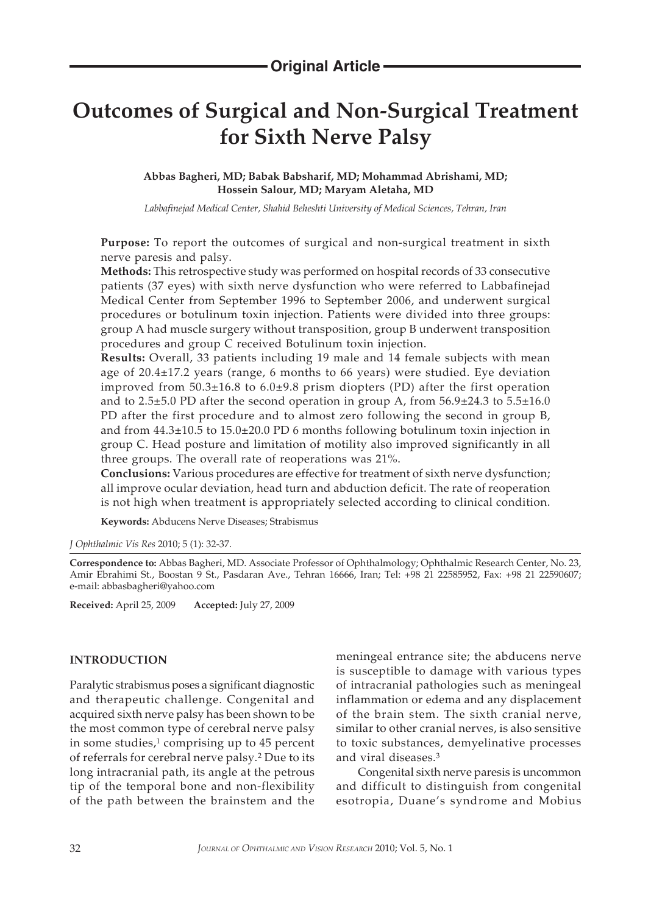**Original Article**

# Outcomes of Surgical and Non-Surgical Treatment for Sixth Nerve Palsy

**Abbas Bagheri, MD; Babak Babsharif, MD; Mohammad Abrishami, MD; Hossein Salour, MD; Maryam Aletaha, MD**

*Labbafinejad Medical Center, Shahid Beheshti University of Medical Sciences, Tehran, Iran*

**Purpose:** To report the outcomes of surgical and non-surgical treatment in sixth nerve paresis and palsy.

**Methods:** This retrospective study was performed on hospital records of 33 consecutive patients (37 eyes) with sixth nerve dysfunction who were referred to Labbafinejad Medical Center from September 1996 to September 2006, and underwent surgical procedures or botulinum toxin injection. Patients were divided into three groups: group A had muscle surgery without transposition, group B underwent transposition procedures and group C received Botulinum toxin injection.

**Results:** Overall, 33 patients including 19 male and 14 female subjects with mean age of 20.4±17.2 years (range, 6 months to 66 years) were studied. Eye deviation improved from 50.3±16.8 to 6.0±9.8 prism diopters (PD) after the first operation and to 2.5±5.0 PD after the second operation in group A, from 56.9±24.3 to 5.5±16.0 PD after the first procedure and to almost zero following the second in group B, and from 44.3±10.5 to 15.0±20.0 PD 6 months following botulinum toxin injection in group C. Head posture and limitation of motility also improved significantly in all three groups. The overall rate of reoperations was 21%.

**Conclusions:** Various procedures are effective for treatment of sixth nerve dysfunction; all improve ocular deviation, head turn and abduction deficit. The rate of reoperation is not high when treatment is appropriately selected according to clinical condition.

**Keywords:** Abducens Nerve Diseases; Strabismus

*J Ophthalmic Vis Res* 2010; 5 (1): 32-37.

**Correspondence to:** Abbas Bagheri, MD. Associate Professor of Ophthalmology; Ophthalmic Research Center, No. 23, Amir Ebrahimi St., Boostan 9 St., Pasdaran Ave., Tehran 16666, Iran; Tel: +98 21 22585952, Fax: +98 21 22590607; e-mail: abbasbagheri@yahoo.com

**Received:** April 25, 2009 **Accepted:** July 27, 2009

## INTRODUCTION

Paralytic strabismus poses a significant diagnostic and therapeutic challenge. Congenital and acquired sixth nerve palsy has been shown to be the most common type of cerebral nerve palsy in some studies,[1] comprising up to 45 percent of referrals for cerebral nerve palsy.[2] Due to its long intracranial path, its angle at the petrous tip of the temporal bone and non-flexibility of the path between the brainstem and the meningeal entrance site; the abducens nerve is susceptible to damage with various types of intracranial pathologies such as meningeal inflammation or edema and any displacement of the brain stem. The sixth cranial nerve, similar to other cranial nerves, is also sensitive to toxic substances, demyelinative processes and viral diseases.[3]

Congenital sixth nerve paresis is uncommon and difficult to distinguish from congenital esotropia, Duane's syndrome and Mobius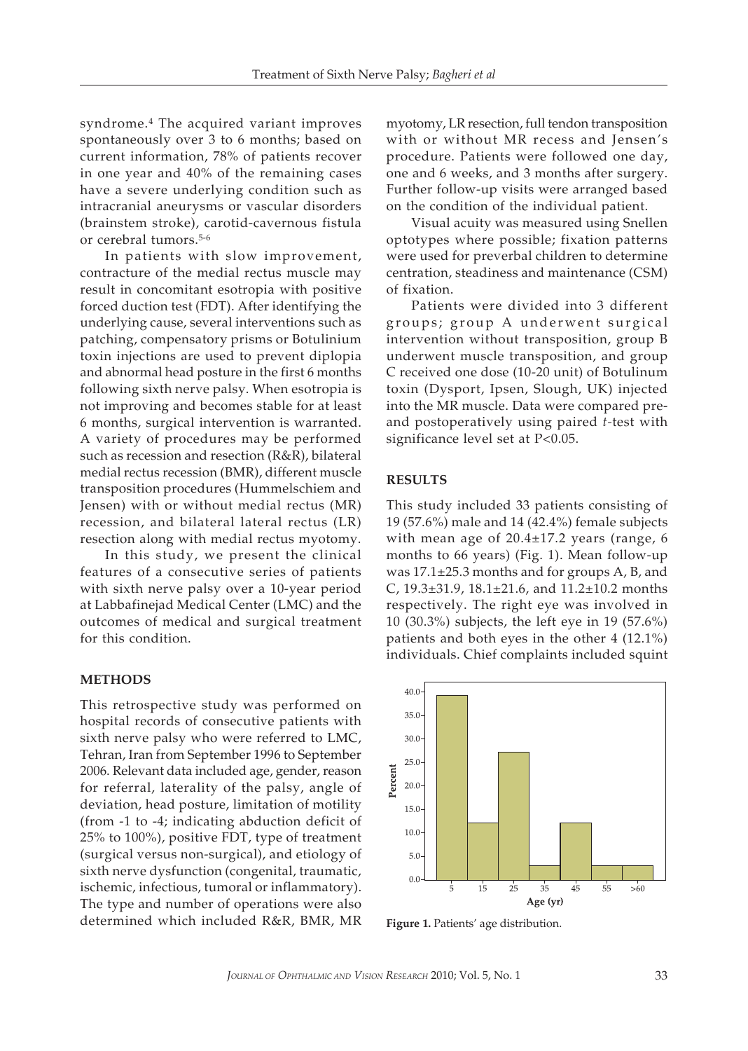syndrome.[4] The acquired variant improves spontaneously over 3 to 6 months; based on current information, 78% of patients recover in one year and 40% of the remaining cases have a severe underlying condition such as intracranial aneurysms or vascular disorders (brainstem stroke), carotid-cavernous fistula or cerebral tumors.[5-6]

In patients with slow improvement, contracture of the medial rectus muscle may result in concomitant esotropia with positive forced duction test (FDT). After identifying the underlying cause, several interventions such as patching, compensatory prisms or Botulinium toxin injections are used to prevent diplopia and abnormal head posture in the first 6 months following sixth nerve palsy. When esotropia is not improving and becomes stable for at least 6 months, surgical intervention is warranted. A variety of procedures may be performed such as recession and resection (R&R), bilateral medial rectus recession (BMR), different muscle transposition procedures (Hummelschiem and Jensen) with or without medial rectus (MR) recession, and bilateral lateral rectus (LR) resection along with medial rectus myotomy.

In this study, we present the clinical features of a consecutive series of patients with sixth nerve palsy over a 10-year period at Labbafinejad Medical Center (LMC) and the outcomes of medical and surgical treatment for this condition.

## METHODS

This retrospective study was performed on hospital records of consecutive patients with sixth nerve palsy who were referred to LMC, Tehran, Iran from September 1996 to September 2006. Relevant data included age, gender, reason for referral, laterality of the palsy, angle of deviation, head posture, limitation of motility (from -1 to -4; indicating abduction deficit of 25% to 100%), positive FDT, type of treatment (surgical versus non-surgical), and etiology of sixth nerve dysfunction (congenital, traumatic, ischemic, infectious, tumoral or inflammatory). The type and number of operations were also determined which included R&R, BMR, MR myotomy, LR resection, full tendon transposition with or without MR recess and Jensen's procedure. Patients were followed one day, one and 6 weeks, and 3 months after surgery. Further follow-up visits were arranged based on the condition of the individual patient.

Visual acuity was measured using Snellen optotypes where possible; fixation patterns were used for preverbal children to determine centration, steadiness and maintenance (CSM) of fixation.

Patients were divided into 3 different groups; group A underwent surgical intervention without transposition, group B underwent muscle transposition, and group C received one dose (10-20 unit) of Botulinum toxin (Dysport, Ipsen, Slough, UK) injected into the MR muscle. Data were compared pre- and postoperatively using paired *t*-test with significance level set at $P<0.05$.

## RESULTS

This study included 33 patients consisting of 19 (57.6%) male and 14 (42.4%) female subjects with mean age of 20.4±17.2 years (range, 6 months to 66 years) (Fig. 1). Mean follow-up was 17.1±25.3 months and for groups A, B, and C, 19.3±31.9, 18.1±21.6, and 11.2±10.2 months respectively. The right eye was involved in 10 (30.3%) subjects, the left eye in 19 (57.6%) patients and both eyes in the other 4 (12.1%) individuals. Chief complaints included squint

**Figure 1.** Patients' age distribution.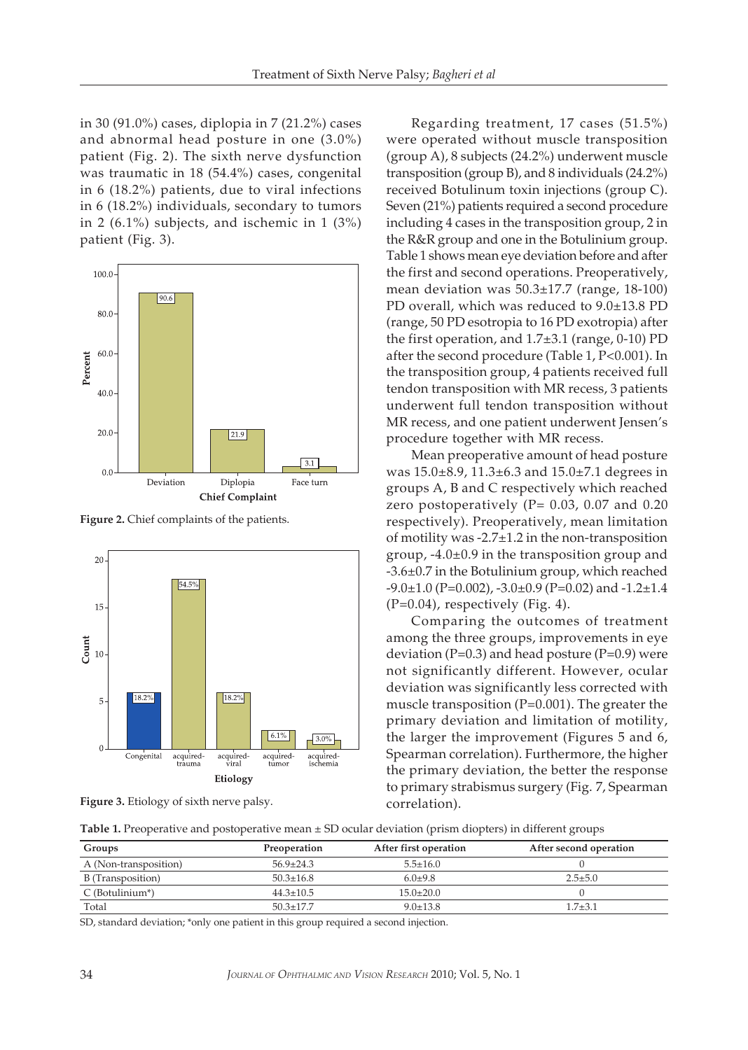in 30 (91.0%) cases, diplopia in 7 (21.2%) cases and abnormal head posture in one (3.0%) patient (Fig. 2). The sixth nerve dysfunction was traumatic in 18 (54.4%) cases, congenital in 6 (18.2%) patients, due to viral infections in 6 (18.2%) individuals, secondary to tumors in 2 (6.1%) subjects, and ischemic in 1 (3%) patient (Fig. 3).

**Figure 2.** Chief complaints of the patients.

**Figure 3.** Etiology of sixth nerve palsy.

Regarding treatment, 17 cases (51.5%) were operated without muscle transposition (group A), 8 subjects (24.2%) underwent muscle transposition (group B), and 8 individuals (24.2%) received Botulinum toxin injections (group C). Seven (21%) patients required a second procedure including 4 cases in the transposition group, 2 in the R&R group and one in the Botulinium group. Table 1 shows mean eye deviation before and after the first and second operations. Preoperatively, mean deviation was 50.3±17.7 (range, 18-100) PD overall, which was reduced to 9.0±13.8 PD (range, 50 PD esotropia to 16 PD exotropia) after the first operation, and 1.7±3.1 (range, 0-10) PD after the second procedure (Table 1, P<0.001). In the transposition group, 4 patients received full tendon transposition with MR recess, 3 patients underwent full tendon transposition without MR recess, and one patient underwent Jensen's procedure together with MR recess.

Mean preoperative amount of head posture was 15.0±8.9, 11.3±6.3 and 15.0±7.1 degrees in groups A, B and C respectively which reached zero postoperatively (P= 0.03, 0.07 and 0.20 respectively). Preoperatively, mean limitation of motility was -2.7±1.2 in the non-transposition group, -4.0±0.9 in the transposition group and -3.6±0.7 in the Botulinium group, which reached -9.0±1.0 (P=0.002), -3.0±0.9 (P=0.02) and -1.2±1.4 (P=0.04), respectively (Fig. 4).

Comparing the outcomes of treatment among the three groups, improvements in eye deviation (P=0.3) and head posture (P=0.9) were not significantly different. However, ocular deviation was significantly less corrected with muscle transposition (P=0.001). The greater the primary deviation and limitation of motility, the larger the improvement (Figures 5 and 6, Spearman correlation). Furthermore, the higher the primary deviation, the better the response to primary strabismus surgery (Fig. 7, Spearman correlation).

**Table 1.** Preoperative and postoperative mean ± SD ocular deviation (prism diopters) in different groups

| Groups | Preoperation | After first operation | After second operation |
|---|---|---|---|
| A (Non-transposition) | 56.9±24.3 | 5.5±16.0 | 0 |
| B (Transposition) | 50.3±16.8 | 6.0±9.8 | 2.5±5.0 |
| C (Botulinium*) | 44.3±10.5 | 15.0±20.0 | 0 |
| Total | 50.3±17.7 | 9.0±13.8 | 1.7±3.1 |

SD, standard deviation; *only one patient in this group required a second injection.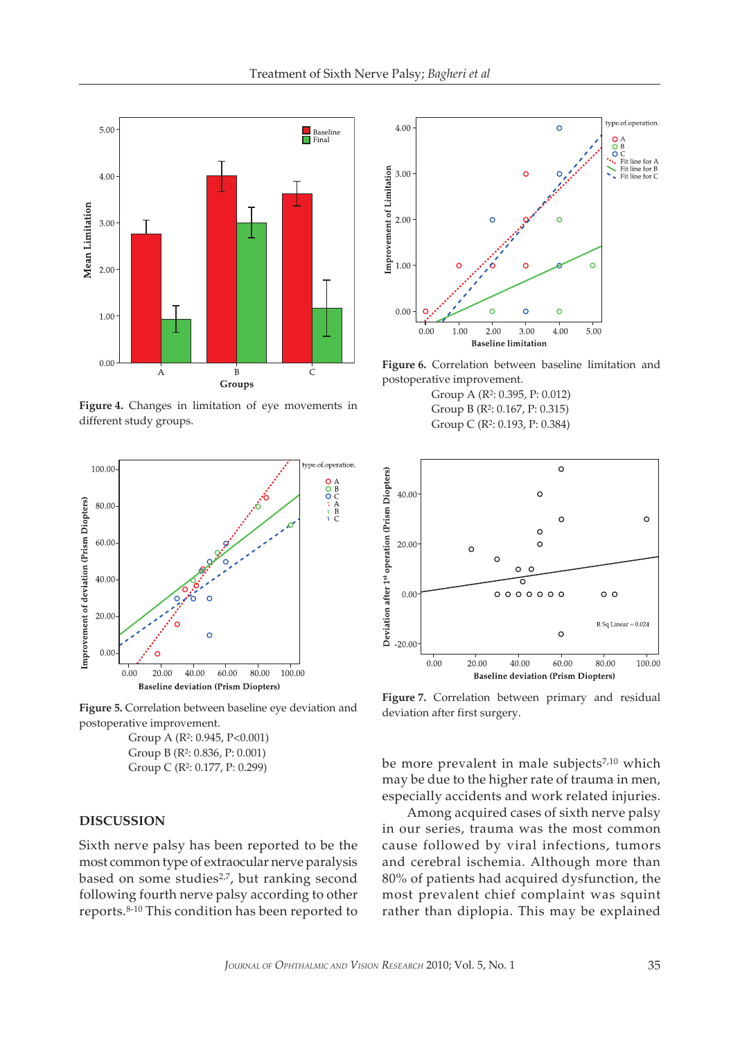Figure 4. Changes in limitation of eye movements in different study groups.

Figure 6. Correlation between baseline limitation and postoperative improvement.
Group A ($R^2$: 0.395, P: 0.012)
Group B ($R^2$: 0.167, P: 0.315)
Group C ($R^2$: 0.193, P: 0.384)

Figure 5. Correlation between baseline eye deviation and postoperative improvement.
Group A ($R^2$: 0.945, P<0.001)
Group B ($R^2$: 0.836, P: 0.001)
Group C ($R^2$: 0.177, P: 0.299)

Figure 7. Correlation between primary and residual deviation after first surgery.

## DISCUSSION

Sixth nerve palsy has been reported to be the most common type of extraocular nerve paralysis based on some studies[2,7], but ranking second following fourth nerve palsy according to other reports.[8-10] This condition has been reported to be more prevalent in male subjects[7,10] which may be due to the higher rate of trauma in men, especially accidents and work related injuries.

Among acquired cases of sixth nerve palsy in our series, trauma was the most common cause followed by viral infections, tumors and cerebral ischemia. Although more than 80% of patients had acquired dysfunction, the most prevalent chief complaint was squint rather than diplopia. This may be explained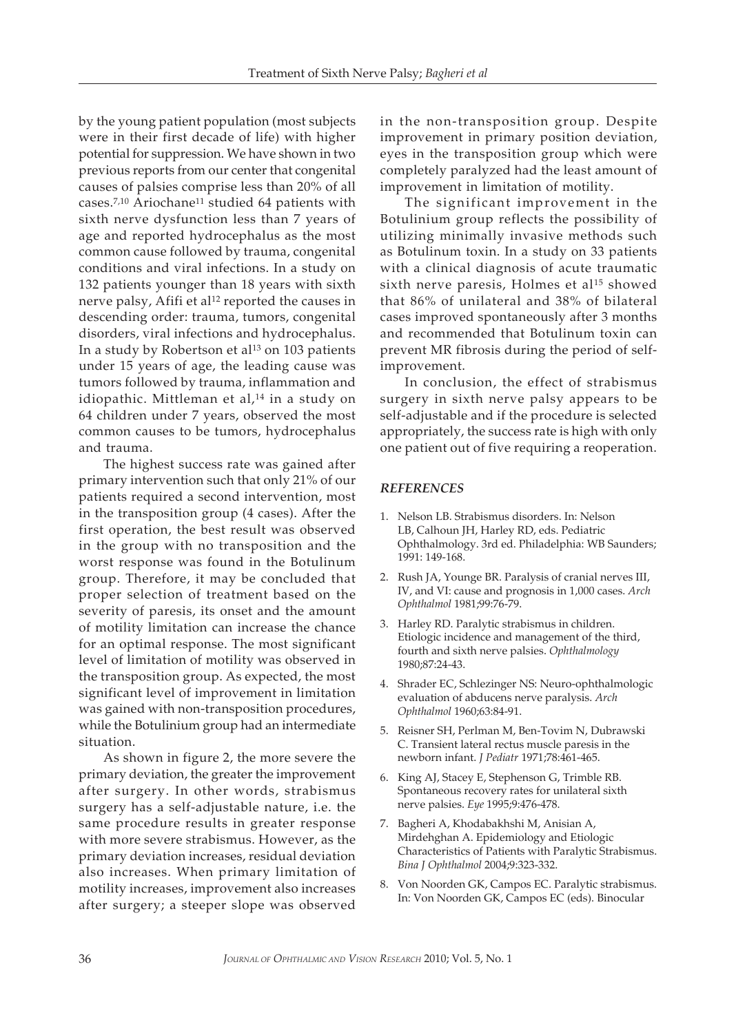by the young patient population (most subjects were in their first decade of life) with higher potential for suppression. We have shown in two previous reports from our center that congenital causes of palsies comprise less than 20% of all cases.[7,10] Ariochane[11] studied 64 patients with sixth nerve dysfunction less than 7 years of age and reported hydrocephalus as the most common cause followed by trauma, congenital conditions and viral infections. In a study on 132 patients younger than 18 years with sixth nerve palsy, Afifi et al[12] reported the causes in descending order: trauma, tumors, congenital disorders, viral infections and hydrocephalus. In a study by Robertson et al[13] on 103 patients under 15 years of age, the leading cause was tumors followed by trauma, inflammation and idiopathic. Mittleman et al,[14] in a study on 64 children under 7 years, observed the most common causes to be tumors, hydrocephalus and trauma.

The highest success rate was gained after primary intervention such that only 21% of our patients required a second intervention, most in the transposition group (4 cases). After the first operation, the best result was observed in the group with no transposition and the worst response was found in the Botulinum group. Therefore, it may be concluded that proper selection of treatment based on the severity of paresis, its onset and the amount of motility limitation can increase the chance for an optimal response. The most significant level of limitation of motility was observed in the transposition group. As expected, the most significant level of improvement in limitation was gained with non-transposition procedures, while the Botulinium group had an intermediate situation.

As shown in figure 2, the more severe the primary deviation, the greater the improvement after surgery. In other words, strabismus surgery has a self-adjustable nature, i.e. the same procedure results in greater response with more severe strabismus. However, as the primary deviation increases, residual deviation also increases. When primary limitation of motility increases, improvement also increases after surgery; a steeper slope was observed in the non-transposition group. Despite improvement in primary position deviation, eyes in the transposition group which were completely paralyzed had the least amount of improvement in limitation of motility.

The significant improvement in the Botulinium group reflects the possibility of utilizing minimally invasive methods such as Botulinum toxin. In a study on 33 patients with a clinical diagnosis of acute traumatic sixth nerve paresis, Holmes et al[15] showed that 86% of unilateral and 38% of bilateral cases improved spontaneously after 3 months and recommended that Botulinum toxin can prevent MR fibrosis during the period of self-improvement.

In conclusion, the effect of strabismus surgery in sixth nerve palsy appears to be self-adjustable and if the procedure is selected appropriately, the success rate is high with only one patient out of five requiring a reoperation.

### *REFERENCES*

1. Nelson LB. Strabismus disorders. In: Nelson LB, Calhoun JH, Harley RD, eds. Pediatric Ophthalmology. 3rd ed. Philadelphia: WB Saunders; 1991: 149-168.
2. Rush JA, Younge BR. Paralysis of cranial nerves III, IV, and VI: cause and prognosis in 1,000 cases. *Arch Ophthalmol* 1981;99:76-79.
3. Harley RD. Paralytic strabismus in children. Etiologic incidence and management of the third, fourth and sixth nerve palsies. *Ophthalmology* 1980;87:24-43.
4. Shrader EC, Schlezinger NS: Neuro-ophthalmologic evaluation of abducens nerve paralysis. *Arch Ophthalmol* 1960;63:84-91.
5. Reisner SH, Perlman M, Ben-Tovim N, Dubrawski C. Transient lateral rectus muscle paresis in the newborn infant. *J Pediatr* 1971;78:461-465.
6. King AJ, Stacey E, Stephenson G, Trimble RB. Spontaneous recovery rates for unilateral sixth nerve palsies. *Eye* 1995;9:476-478.
7. Bagheri A, Khodabakhshi M, Anisian A, Mirdehghan A. Epidemiology and Etiologic Characteristics of Patients with Paralytic Strabismus. *Bina J Ophthalmol* 2004;9:323-332.
8. Von Noorden GK, Campos EC. Paralytic strabismus. In: Von Noorden GK, Campos EC (eds). Binocular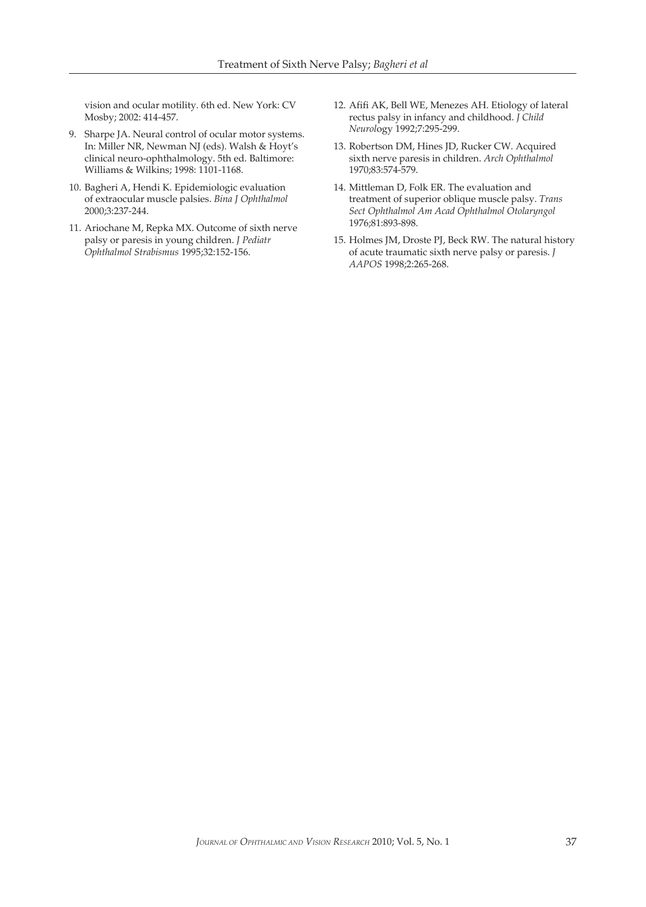vision and ocular motility. 6th ed. New York: CV Mosby; 2002: 414-457.

9. Sharpe JA. Neural control of ocular motor systems. In: Miller NR, Newman NJ (eds). Walsh & Hoyt's clinical neuro-ophthalmology. 5th ed. Baltimore: Williams & Wilkins; 1998: 1101-1168.
10. Bagheri A, Hendi K. Epidemiologic evaluation of extraocular muscle palsies. *Bina J Ophthalmol* 2000;3:237-244.
11. Ariochane M, Repka MX. Outcome of sixth nerve palsy or paresis in young children. *J Pediatr Ophthalmol Strabismus* 1995;32:152-156.
12. Afifi AK, Bell WE, Menezes AH. Etiology of lateral rectus palsy in infancy and childhood. *J Child Neurol*ogy 1992;7:295-299.
13. Robertson DM, Hines JD, Rucker CW. Acquired sixth nerve paresis in children. *Arch Ophthalmol* 1970;83:574-579.
14. Mittleman D, Folk ER. The evaluation and treatment of superior oblique muscle palsy. *Trans Sect Ophthalmol Am Acad Ophthalmol Otolaryngol* 1976;81:893-898.
15. Holmes JM, Droste PJ, Beck RW. The natural history of acute traumatic sixth nerve palsy or paresis. *J AAPOS* 1998;2:265-268.